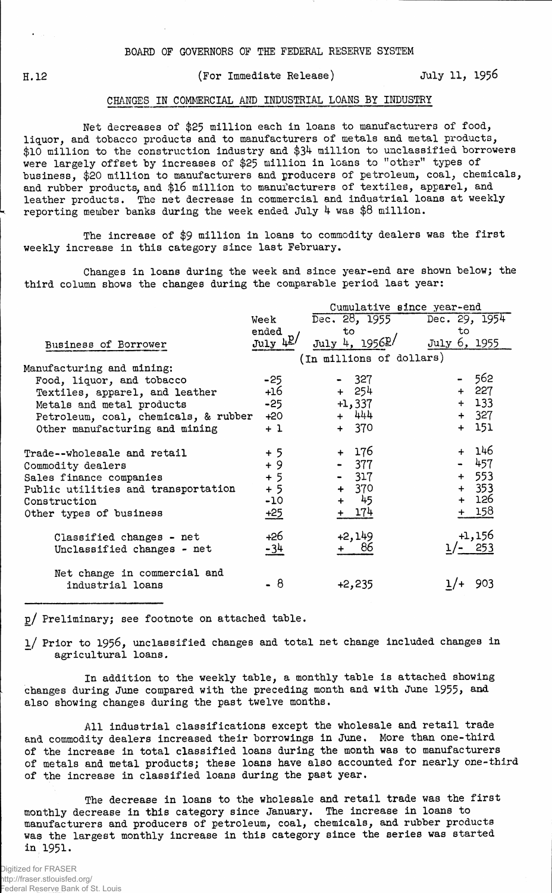BOARD OF GOVERNORS OF THE FEDERAL RESERVE SYSTEM

H.12 (For Immediate Release) July 11, 1956

## CHANGES IN COMMERCIAL AND INDUSTRIAL LOANS BY INDUSTRY

Net decreases of $25 million each in loans to manufacturers of food, liquor, and tobacco products and to manufacturers of metals and metal products, $10 million to the construction industry and $34 million to unclassified borrowers were largely offset by increases of $25 million in loans to "other" types of business, $20 million to manufacturers and producers of petroleum, coal, chemicals, and rubber products, and $16 million to manufacturers of textiles, apparel, and leather products. The net decrease in commercial and industrial loans at weekly reporting member banks during the week ended July 4 was $8 million.

The increase of $9 million in loans to commodity dealers was the first weekly increase in this category since last February.

Changes in loans during the week and since year-end are shown below; the third column shows the changes during the comparable period last year:

| Business of Borrower | Week ended July 4 p/ | Cumulative since year-end: Dec. 28, 1955 to July 4, 1956 p/ | Cumulative since year-end: Dec. 29, 1954 to July 6, 1955 |
|---|---|---|---|
| | (In millions of dollars) | | |
| Manufacturing and mining: | | | |
| Food, liquor, and tobacco | -25 | - 327 | - 562 |
| Textiles, apparel, and leather | +16 | + 254 | + 227 |
| Metals and metal products | -25 | +1,337 | + 133 |
| Petroleum, coal, chemicals, & rubber | +20 | + 444 | + 327 |
| Other manufacturing and mining | + 1 | + 370 | + 151 |
| Trade--wholesale and retail | + 5 | + 176 | + 146 |
| Commodity dealers | + 9 | - 377 | - 457 |
| Sales finance companies | + 5 | - 317 | + 553 |
| Public utilities and transportation | + 5 | + 370 | + 353 |
| Construction | -10 | + 45 | + 126 |
| Other types of business | +25 | + 174 | + 158 |
| Classified changes - net | +26 | +2,149 | +1,156 |
| Unclassified changes - net | -34 | + 86 | 1/- 253 |
| Net change in commercial and industrial loans | - 8 | +2,235 | 1/+ 903 |

p/ Preliminary; see footnote on attached table.

1/ Prior to 1956, unclassified changes and total net change included changes in agricultural loans.

In addition to the weekly table, a monthly table is attached showing changes during June compared with the preceding month and with June 1955, and also showing changes during the past twelve months.

All industrial classifications except the wholesale and retail trade and commodity dealers increased their borrowings in June. More than one-third of the increase in total classified loans during the month was to manufacturers of metals and metal products; these loans have also accounted for nearly one-third of the increase in classified loans during the past year.

The decrease in loans to the wholesale and retail trade was the first monthly decrease in this category since January. The increase in loans to manufacturers and producers of petroleum, coal, chemicals, and rubber products was the largest monthly increase in this category since the series was started in 1951.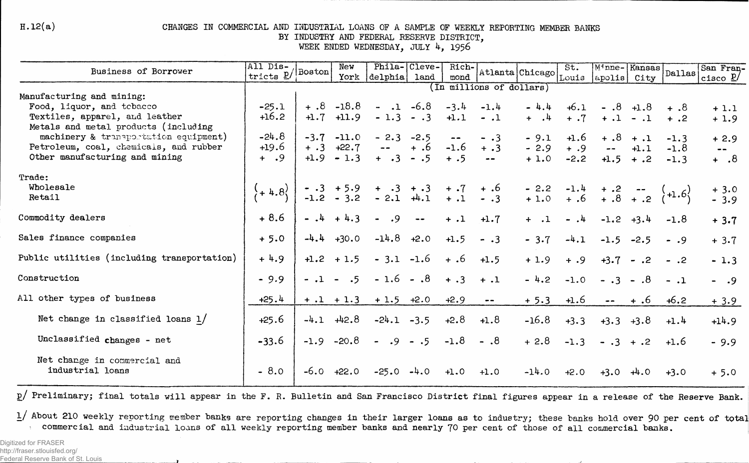H.12(a)

# CHANGES IN COMMERCIAL AND INDUSTRIAL LOANS OF A SAMPLE OF WEEKLY REPORTING MEMBER BANKS BY INDUSTRY AND FEDERAL RESERVE DISTRICT, WEEK ENDED WEDNESDAY, JULY 4, 1956

| Business of Borrower | All Districts p/ | Boston | New York | Philadelphia | Cleveland | Richmond | Atlanta | Chicago | St. Louis | Minneapolis | Kansas City | Dallas | San Francisco p/ |
|---|---|---|---|---|---|---|---|---|---|---|---|---|---|
| | (In millions of dollars) | | | | | | | | | | | | |
| Manufacturing and mining: | | | | | | | | | | | | | |
| Food, liquor, and tobacco | -25.1 | + .8 | -18.8 | - .1 | -6.8 | -3.4 | -1.4 | - 4.4 | +6.1 | - .8 | +1.8 | + .8 | + 1.1 |
| Textiles, apparel, and leather | +16.2 | +1.7 | +11.9 | - 1.3 | - .3 | +1.1 | - .1 | + .4 | + .7 | + .1 | - .1 | + .2 | + 1.9 |
| Metals and metal products (including machinery & transportation equipment) | -24.8 | -3.7 | -11.0 | - 2.3 | -2.5 | -- | - .3 | - 9.1 | +1.6 | + .8 | + .1 | -1.3 | + 2.9 |
| Petroleum, coal, chemicals, and rubber | +19.6 | + .3 | +22.7 | -- | + .6 | -1.6 | + .3 | - 2.9 | + .9 | -- | +1.1 | -1.8 | -- |
| Other manufacturing and mining | + .9 | +1.9 | - 1.3 | + .3 | - .5 | + .5 | -- | + 1.0 | -2.2 | +1.5 | + .2 | -1.3 | + .8 |
| Trade: | | | | | | | | | | | | | |
| Wholesale | + 4.8 (wholesale and retail combined) | - .3 | + 5.9 | + .3 | + .3 | + .7 | + .6 | - 2.2 | -1.4 | + .2 | -- | +1.6 (wholesale and retail combined) | + 3.0 |
| Retail | | -1.2 | - 3.2 | - 2.1 | +4.1 | + .1 | - .3 | + 1.0 | + .6 | + .8 | + .2 | | - 3.9 |
| Commodity dealers | + 8.6 | - .4 | + 4.3 | - .9 | -- | + .1 | +1.7 | + .1 | - .4 | -1.2 | +3.4 | -1.8 | + 3.7 |
| Sales finance companies | + 5.0 | -4.4 | +30.0 | -14.8 | +2.0 | +1.5 | - .3 | - 3.7 | -4.1 | -1.5 | -2.5 | - .9 | + 3.7 |
| Public utilities (including transportation) | + 4.9 | +1.2 | + 1.5 | - 3.1 | -1.6 | + .6 | +1.5 | + 1.9 | + .9 | +3.7 | - .2 | - .2 | - 1.3 |
| Construction | - 9.9 | - .1 | - .5 | - 1.6 | - .8 | + .3 | + .1 | - 4.2 | -1.0 | - .3 | - .8 | - .1 | - .9 |
| All other types of business | +25.4 | + .1 | + 1.3 | + 1.5 | +2.0 | +2.9 | -- | + 5.3 | +1.6 | -- | + .6 | +6.2 | + 3.9 |
| Net change in classified loans 1/ | +25.6 | -4.1 | +42.8 | -24.1 | -3.5 | +2.8 | +1.8 | -16.8 | +3.3 | +3.3 | +3.8 | +1.4 | +14.9 |
| Unclassified changes - net | -33.6 | -1.9 | -20.8 | - .9 | - .5 | -1.8 | - .8 | + 2.8 | -1.3 | - .3 | + .2 | +1.6 | - 9.9 |
| Net change in commercial and industrial loans | - 8.0 | -6.0 | +22.0 | -25.0 | -4.0 | +1.0 | +1.0 | -14.0 | +2.0 | +3.0 | +4.0 | +3.0 | + 5.0 |

p/ Preliminary; final totals will appear in the F. R. Bulletin and San Francisco District final figures appear in a release of the Reserve Bank.

1/ About 210 weekly reporting member banks are reporting changes in their larger loans as to industry; these banks hold over 90 per cent of total commercial and industrial loans of all weekly reporting member banks and nearly 70 per cent of those of all commercial banks.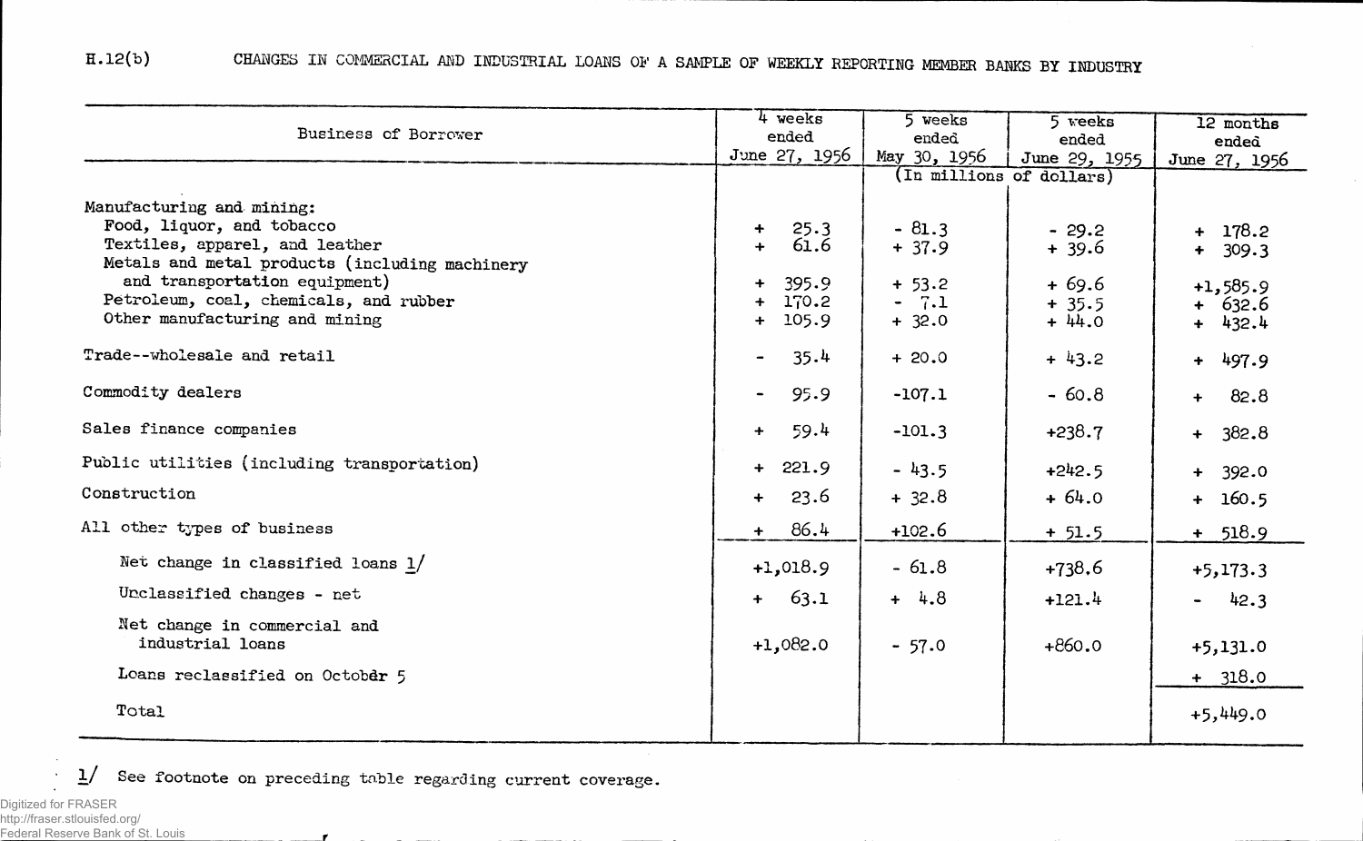H.12(b) CHANGES IN COMMERCIAL AND INDUSTRIAL LOANS OF A SAMPLE OF WEEKLY REPORTING MEMBER BANKS BY INDUSTRY

| Business of Borrower | 4 weeks ended June 27, 1956 | 5 weeks ended May 30, 1956 | 5 weeks ended June 29, 1955 | 12 months ended June 27, 1956 |
|---|---|---|---|---|
| | | (In millions of dollars) | | |
| Manufacturing and mining: | | | | |
| Food, liquor, and tobacco | + 25.3 | - 81.3 | - 29.2 | + 178.2 |
| Textiles, apparel, and leather | + 61.6 | + 37.9 | + 39.6 | + 309.3 |
| Metals and metal products (including machinery and transportation equipment) | + 395.9 | + 53.2 | + 69.6 | +1,585.9 |
| Petroleum, coal, chemicals, and rubber | + 170.2 | - 7.1 | + 35.5 | + 632.6 |
| Other manufacturing and mining | + 105.9 | + 32.0 | + 44.0 | + 432.4 |
| Trade--wholesale and retail | - 35.4 | + 20.0 | + 43.2 | + 497.9 |
| Commodity dealers | - 95.9 | -107.1 | - 60.8 | + 82.8 |
| Sales finance companies | + 59.4 | -101.3 | +238.7 | + 382.8 |
| Public utilities (including transportation) | + 221.9 | - 43.5 | +242.5 | + 392.0 |
| Construction | + 23.6 | + 32.8 | + 64.0 | + 160.5 |
| All other types of business | + 86.4 | +102.6 | + 51.5 | + 518.9 |
| Net change in classified loans 1/ | +1,018.9 | - 61.8 | +738.6 | +5,173.3 |
| Unclassified changes - net | + 63.1 | + 4.8 | +121.4 | - 42.3 |
| Net change in commercial and industrial loans | +1,082.0 | - 57.0 | +860.0 | +5,131.0 |
| Loans reclassified on October 5 | | | | + 318.0 |
| Total | | | | +5,449.0 |

1/ See footnote on preceding table regarding current coverage.